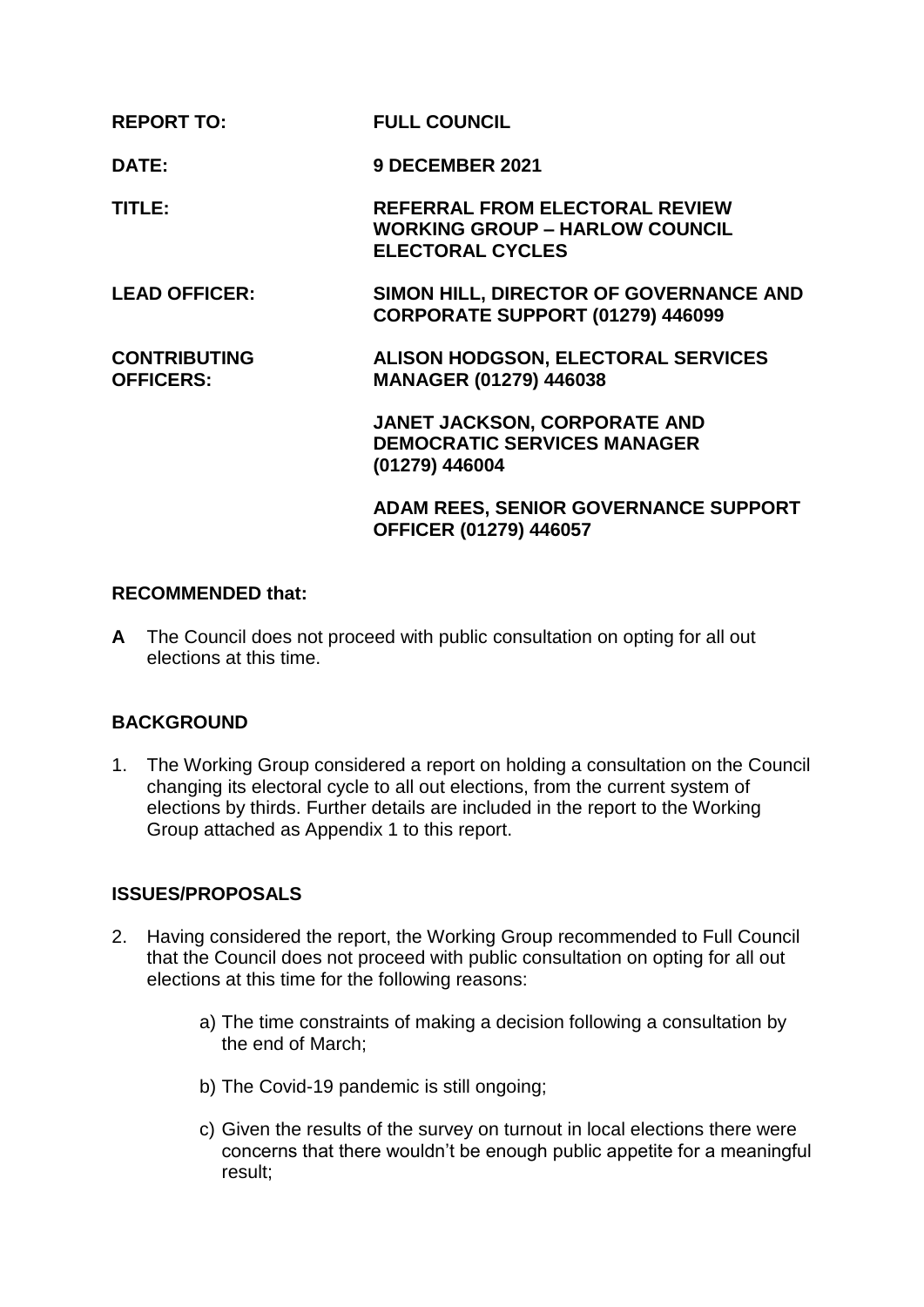| | |
|---|---|
| **REPORT TO:** | **FULL COUNCIL** |
| **DATE:** | **9 DECEMBER 2021** |
| **TITLE:** | **REFERRAL FROM ELECTORAL REVIEW WORKING GROUP – HARLOW COUNCIL ELECTORAL CYCLES** |
| **LEAD OFFICER:** | **SIMON HILL, DIRECTOR OF GOVERNANCE AND CORPORATE SUPPORT (01279) 446099** |
| **CONTRIBUTING OFFICERS:** | **ALISON HODGSON, ELECTORAL SERVICES MANAGER (01279) 446038** |
| | **JANET JACKSON, CORPORATE AND DEMOCRATIC SERVICES MANAGER (01279) 446004** |
| | **ADAM REES, SENIOR GOVERNANCE SUPPORT OFFICER (01279) 446057** |

## RECOMMENDED that:

**A** The Council does not proceed with public consultation on opting for all out elections at this time.

## BACKGROUND

1. The Working Group considered a report on holding a consultation on the Council changing its electoral cycle to all out elections, from the current system of elections by thirds. Further details are included in the report to the Working Group attached as Appendix 1 to this report.

## ISSUES/PROPOSALS

2. Having considered the report, the Working Group recommended to Full Council that the Council does not proceed with public consultation on opting for all out elections at this time for the following reasons:

   a) The time constraints of making a decision following a consultation by the end of March;

   b) The Covid-19 pandemic is still ongoing;

   c) Given the results of the survey on turnout in local elections there were concerns that there wouldn't be enough public appetite for a meaningful result;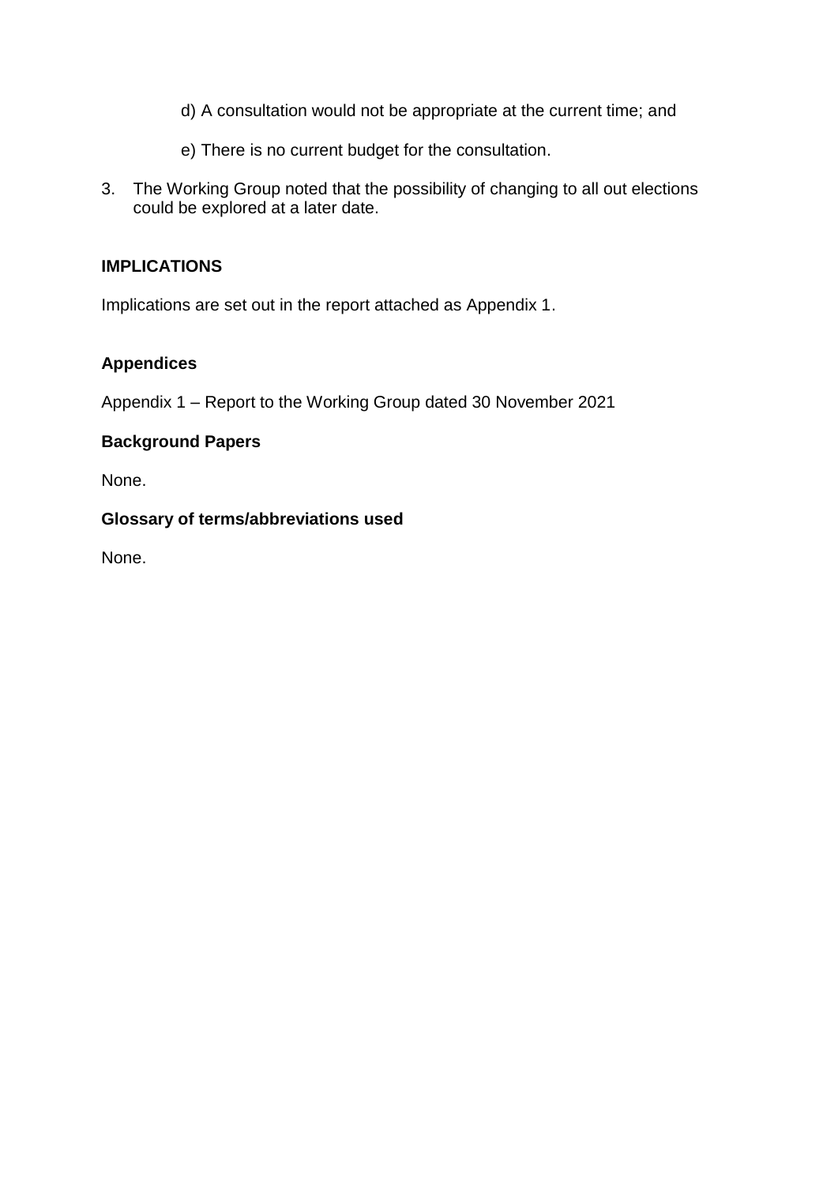d) A consultation would not be appropriate at the current time; and

e) There is no current budget for the consultation.

3. The Working Group noted that the possibility of changing to all out elections could be explored at a later date.

## IMPLICATIONS

Implications are set out in the report attached as Appendix 1.

## Appendices

Appendix 1 – Report to the Working Group dated 30 November 2021

## Background Papers

None.

## Glossary of terms/abbreviations used

None.